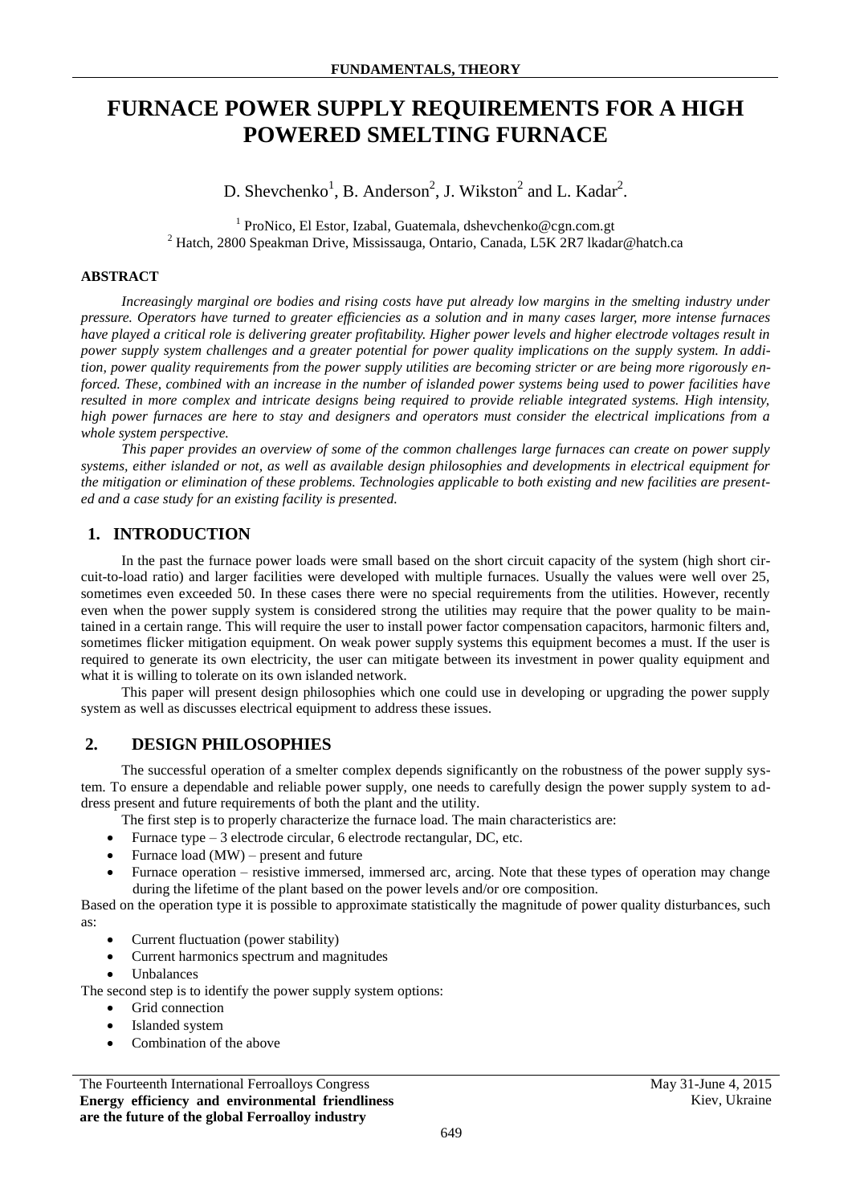# FURNACE POWER SUPPLY REQUIREMENTS FOR A HIGH POWERED SMELTING FURNACE

D. Shevchenko[1], B. Anderson[2], J. Wikston[2] and L. Kadar[2].

[1] ProNico, El Estor, Izabal, Guatemala, dshevchenko@cgn.com.gt
[2] Hatch, 2800 Speakman Drive, Mississauga, Ontario, Canada, L5K 2R7 lkadar@hatch.ca

### ABSTRACT

*Increasingly marginal ore bodies and rising costs have put already low margins in the smelting industry under pressure. Operators have turned to greater efficiencies as a solution and in many cases larger, more intense furnaces have played a critical role is delivering greater profitability. Higher power levels and higher electrode voltages result in power supply system challenges and a greater potential for power quality implications on the supply system. In addition, power quality requirements from the power supply utilities are becoming stricter or are being more rigorously enforced. These, combined with an increase in the number of islanded power systems being used to power facilities have resulted in more complex and intricate designs being required to provide reliable integrated systems. High intensity, high power furnaces are here to stay and designers and operators must consider the electrical implications from a whole system perspective.*

*This paper provides an overview of some of the common challenges large furnaces can create on power supply systems, either islanded or not, as well as available design philosophies and developments in electrical equipment for the mitigation or elimination of these problems. Technologies applicable to both existing and new facilities are presented and a case study for an existing facility is presented.*

## 1. INTRODUCTION

In the past the furnace power loads were small based on the short circuit capacity of the system (high short circuit-to-load ratio) and larger facilities were developed with multiple furnaces. Usually the values were well over 25, sometimes even exceeded 50. In these cases there were no special requirements from the utilities. However, recently even when the power supply system is considered strong the utilities may require that the power quality to be maintained in a certain range. This will require the user to install power factor compensation capacitors, harmonic filters and, sometimes flicker mitigation equipment. On weak power supply systems this equipment becomes a must. If the user is required to generate its own electricity, the user can mitigate between its investment in power quality equipment and what it is willing to tolerate on its own islanded network.

This paper will present design philosophies which one could use in developing or upgrading the power supply system as well as discusses electrical equipment to address these issues.

## 2. DESIGN PHILOSOPHIES

The successful operation of a smelter complex depends significantly on the robustness of the power supply system. To ensure a dependable and reliable power supply, one needs to carefully design the power supply system to address present and future requirements of both the plant and the utility.

The first step is to properly characterize the furnace load. The main characteristics are:

- Furnace type – 3 electrode circular, 6 electrode rectangular, DC, etc.
- Furnace load (MW) – present and future
- Furnace operation – resistive immersed, immersed arc, arcing. Note that these types of operation may change during the lifetime of the plant based on the power levels and/or ore composition.

Based on the operation type it is possible to approximate statistically the magnitude of power quality disturbances, such as:

- Current fluctuation (power stability)
- Current harmonics spectrum and magnitudes
- Unbalances

The second step is to identify the power supply system options:

- Grid connection
- Islanded system
- Combination of the above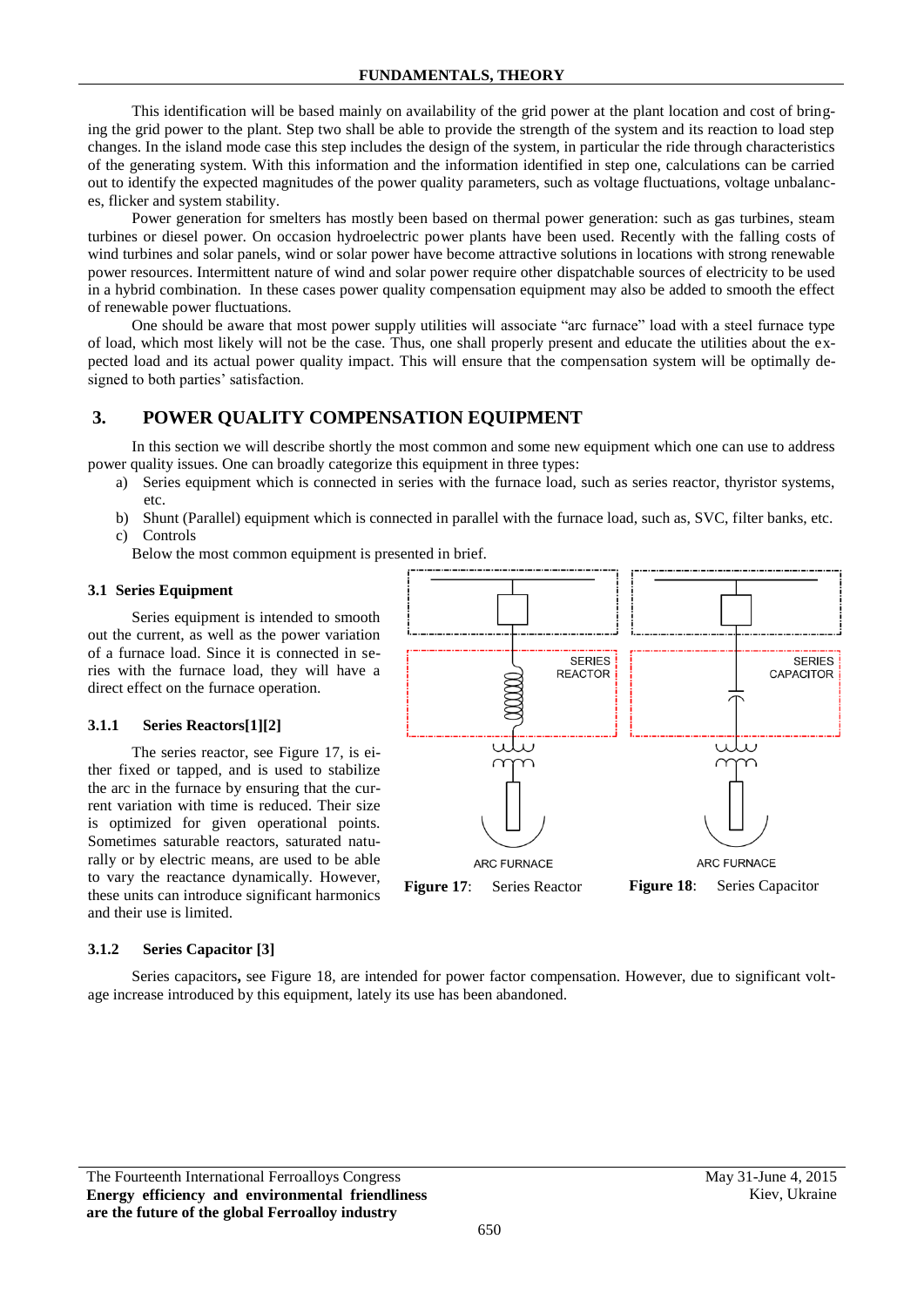This identification will be based mainly on availability of the grid power at the plant location and cost of bringing the grid power to the plant. Step two shall be able to provide the strength of the system and its reaction to load step changes. In the island mode case this step includes the design of the system, in particular the ride through characteristics of the generating system. With this information and the information identified in step one, calculations can be carried out to identify the expected magnitudes of the power quality parameters, such as voltage fluctuations, voltage unbalances, flicker and system stability.

Power generation for smelters has mostly been based on thermal power generation: such as gas turbines, steam turbines or diesel power. On occasion hydroelectric power plants have been used. Recently with the falling costs of wind turbines and solar panels, wind or solar power have become attractive solutions in locations with strong renewable power resources. Intermittent nature of wind and solar power require other dispatchable sources of electricity to be used in a hybrid combination. In these cases power quality compensation equipment may also be added to smooth the effect of renewable power fluctuations.

One should be aware that most power supply utilities will associate "arc furnace" load with a steel furnace type of load, which most likely will not be the case. Thus, one shall properly present and educate the utilities about the expected load and its actual power quality impact. This will ensure that the compensation system will be optimally designed to both parties' satisfaction.

## 3. POWER QUALITY COMPENSATION EQUIPMENT

In this section we will describe shortly the most common and some new equipment which one can use to address power quality issues. One can broadly categorize this equipment in three types:

a) Series equipment which is connected in series with the furnace load, such as series reactor, thyristor systems, etc.
b) Shunt (Parallel) equipment which is connected in parallel with the furnace load, such as, SVC, filter banks, etc.
c) Controls

Below the most common equipment is presented in brief.

### 3.1 Series Equipment

Series equipment is intended to smooth out the current, as well as the power variation of a furnace load. Since it is connected in series with the furnace load, they will have a direct effect on the furnace operation.

#### 3.1.1 Series Reactors[1][2]

The series reactor, see Figure 17, is either fixed or tapped, and is used to stabilize the arc in the furnace by ensuring that the current variation with time is reduced. Their size is optimized for given operational points. Sometimes saturable reactors, saturated naturally or by electric means, are used to be able to vary the reactance dynamically. However, these units can introduce significant harmonics and their use is limited.

SERIES REACTOR

ARC FURNACE

**Figure 17**: Series Reactor

SERIES CAPACITOR

ARC FURNACE

**Figure 18**: Series Capacitor

#### 3.1.2 Series Capacitor [3]

Series capacitors**,** see Figure 18, are intended for power factor compensation. However, due to significant voltage increase introduced by this equipment, lately its use has been abandoned.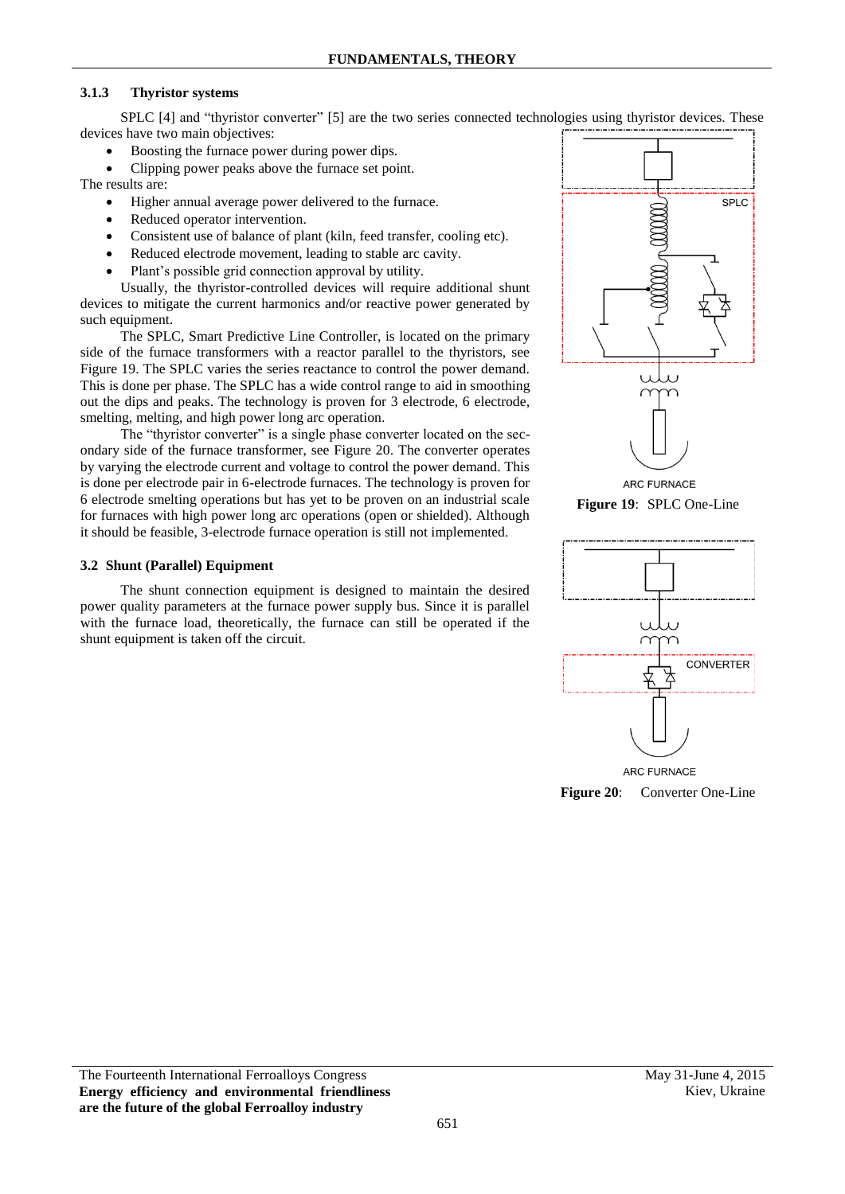### 3.1.3 Thyristor systems

SPLC [4] and "thyristor converter" [5] are the two series connected technologies using thyristor devices. These devices have two main objectives:

- Boosting the furnace power during power dips.
- Clipping power peaks above the furnace set point.

The results are:

- Higher annual average power delivered to the furnace.
- Reduced operator intervention.
- Consistent use of balance of plant (kiln, feed transfer, cooling etc).
- Reduced electrode movement, leading to stable arc cavity.
- Plant's possible grid connection approval by utility.

Usually, the thyristor-controlled devices will require additional shunt devices to mitigate the current harmonics and/or reactive power generated by such equipment.

The SPLC, Smart Predictive Line Controller, is located on the primary side of the furnace transformers with a reactor parallel to the thyristors, see Figure 19. The SPLC varies the series reactance to control the power demand. This is done per phase. The SPLC has a wide control range to aid in smoothing out the dips and peaks. The technology is proven for 3 electrode, 6 electrode, smelting, melting, and high power long arc operation.

The "thyristor converter" is a single phase converter located on the secondary side of the furnace transformer, see Figure 20. The converter operates by varying the electrode current and voltage to control the power demand. This is done per electrode pair in 6-electrode furnaces. The technology is proven for 6 electrode smelting operations but has yet to be proven on an industrial scale for furnaces with high power long arc operations (open or shielded). Although it should be feasible, 3-electrode furnace operation is still not implemented.

SPLC

ARC FURNACE

**Figure 19**: SPLC One-Line

CONVERTER

ARC FURNACE

**Figure 20**: Converter One-Line

## 3.2 Shunt (Parallel) Equipment

The shunt connection equipment is designed to maintain the desired power quality parameters at the furnace power supply bus. Since it is parallel with the furnace load, theoretically, the furnace can still be operated if the shunt equipment is taken off the circuit.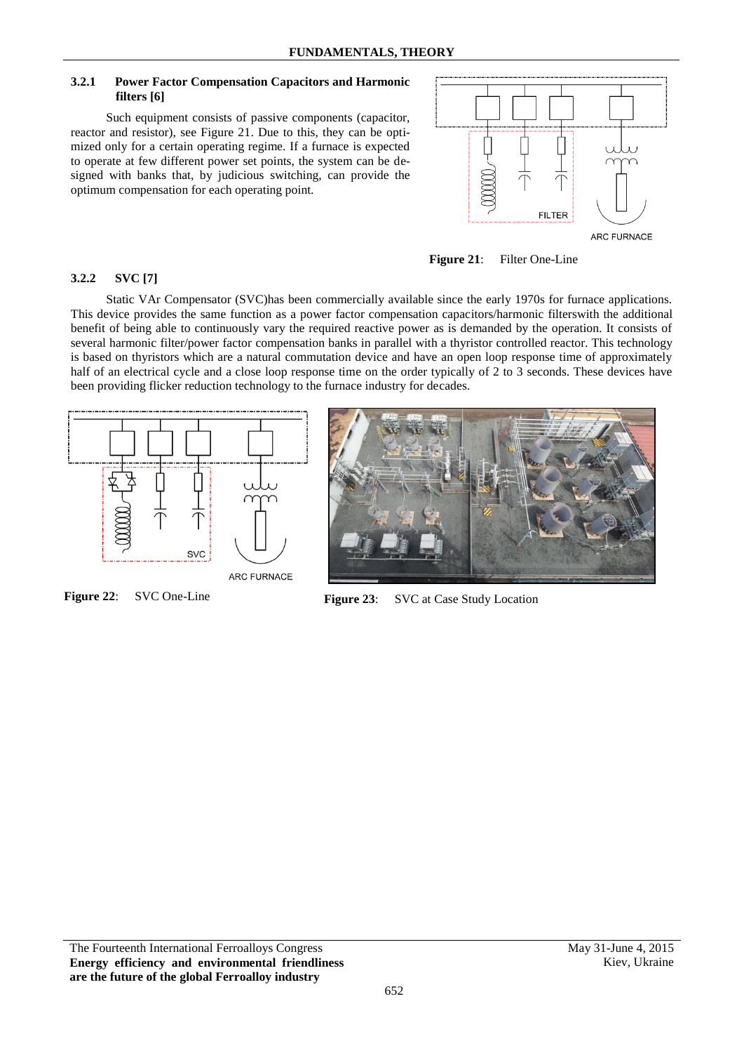### 3.2.1 Power Factor Compensation Capacitors and Harmonic filters [6]

Such equipment consists of passive components (capacitor, reactor and resistor), see Figure 21. Due to this, they can be optimized only for a certain operating regime. If a furnace is expected to operate at few different power set points, the system can be designed with banks that, by judicious switching, can provide the optimum compensation for each operating point.

**Figure 21**: Filter One-Line

### 3.2.2 SVC [7]

Static VAr Compensator (SVC)has been commercially available since the early 1970s for furnace applications. This device provides the same function as a power factor compensation capacitors/harmonic filterswith the additional benefit of being able to continuously vary the required reactive power as is demanded by the operation. It consists of several harmonic filter/power factor compensation banks in parallel with a thyristor controlled reactor. This technology is based on thyristors which are a natural commutation device and have an open loop response time of approximately half of an electrical cycle and a close loop response time on the order typically of 2 to 3 seconds. These devices have been providing flicker reduction technology to the furnace industry for decades.

**Figure 22**: SVC One-Line

**Figure 23**: SVC at Case Study Location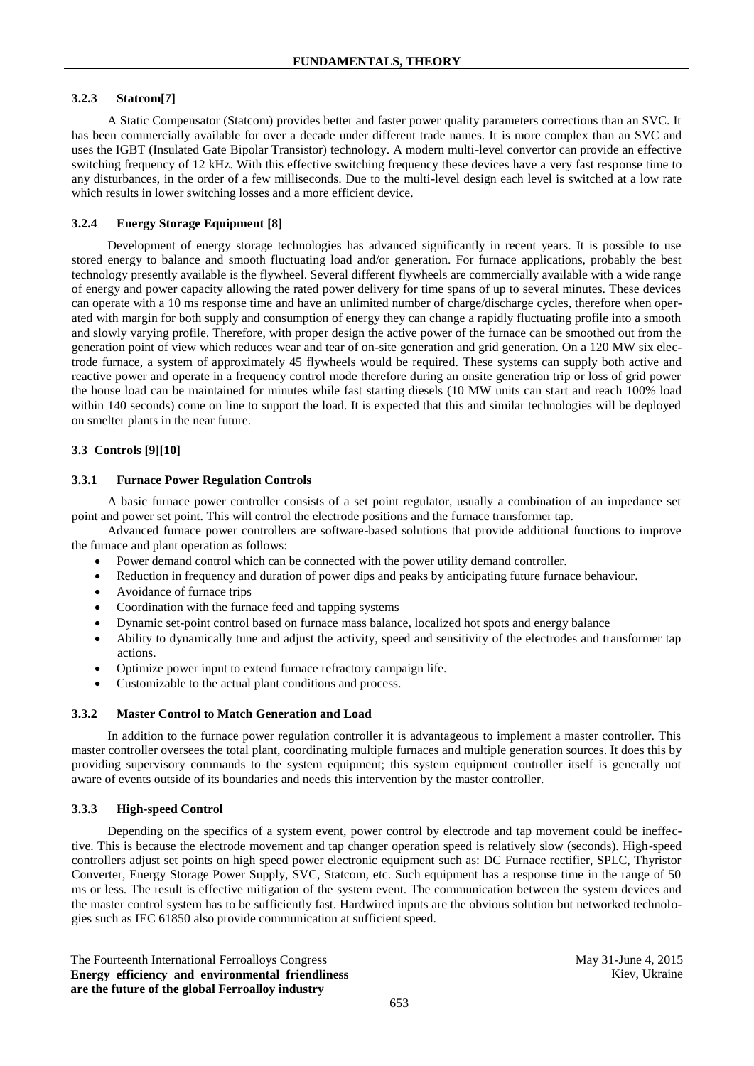### 3.2.3 Statcom[7]

A Static Compensator (Statcom) provides better and faster power quality parameters corrections than an SVC. It has been commercially available for over a decade under different trade names. It is more complex than an SVC and uses the IGBT (Insulated Gate Bipolar Transistor) technology. A modern multi-level convertor can provide an effective switching frequency of 12 kHz. With this effective switching frequency these devices have a very fast response time to any disturbances, in the order of a few milliseconds. Due to the multi-level design each level is switched at a low rate which results in lower switching losses and a more efficient device.

### 3.2.4 Energy Storage Equipment [8]

Development of energy storage technologies has advanced significantly in recent years. It is possible to use stored energy to balance and smooth fluctuating load and/or generation. For furnace applications, probably the best technology presently available is the flywheel. Several different flywheels are commercially available with a wide range of energy and power capacity allowing the rated power delivery for time spans of up to several minutes. These devices can operate with a 10 ms response time and have an unlimited number of charge/discharge cycles, therefore when operated with margin for both supply and consumption of energy they can change a rapidly fluctuating profile into a smooth and slowly varying profile. Therefore, with proper design the active power of the furnace can be smoothed out from the generation point of view which reduces wear and tear of on-site generation and grid generation. On a 120 MW six electrode furnace, a system of approximately 45 flywheels would be required. These systems can supply both active and reactive power and operate in a frequency control mode therefore during an onsite generation trip or loss of grid power the house load can be maintained for minutes while fast starting diesels (10 MW units can start and reach 100% load within 140 seconds) come on line to support the load. It is expected that this and similar technologies will be deployed on smelter plants in the near future.

## 3.3 Controls [9][10]

### 3.3.1 Furnace Power Regulation Controls

A basic furnace power controller consists of a set point regulator, usually a combination of an impedance set point and power set point. This will control the electrode positions and the furnace transformer tap.

Advanced furnace power controllers are software-based solutions that provide additional functions to improve the furnace and plant operation as follows:

- Power demand control which can be connected with the power utility demand controller.
- Reduction in frequency and duration of power dips and peaks by anticipating future furnace behaviour.
- Avoidance of furnace trips
- Coordination with the furnace feed and tapping systems
- Dynamic set-point control based on furnace mass balance, localized hot spots and energy balance
- Ability to dynamically tune and adjust the activity, speed and sensitivity of the electrodes and transformer tap actions.
- Optimize power input to extend furnace refractory campaign life.
- Customizable to the actual plant conditions and process.

### 3.3.2 Master Control to Match Generation and Load

In addition to the furnace power regulation controller it is advantageous to implement a master controller. This master controller oversees the total plant, coordinating multiple furnaces and multiple generation sources. It does this by providing supervisory commands to the system equipment; this system equipment controller itself is generally not aware of events outside of its boundaries and needs this intervention by the master controller.

### 3.3.3 High-speed Control

Depending on the specifics of a system event, power control by electrode and tap movement could be ineffective. This is because the electrode movement and tap changer operation speed is relatively slow (seconds). High-speed controllers adjust set points on high speed power electronic equipment such as: DC Furnace rectifier, SPLC, Thyristor Converter, Energy Storage Power Supply, SVC, Statcom, etc. Such equipment has a response time in the range of 50 ms or less. The result is effective mitigation of the system event. The communication between the system devices and the master control system has to be sufficiently fast. Hardwired inputs are the obvious solution but networked technologies such as IEC 61850 also provide communication at sufficient speed.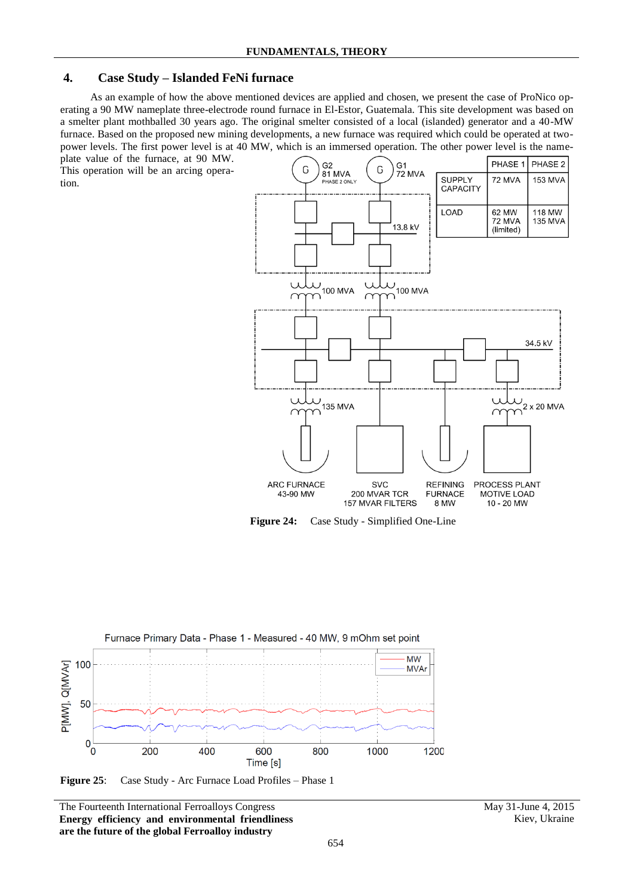## 4. Case Study – Islanded FeNi furnace

As an example of how the above mentioned devices are applied and chosen, we present the case of ProNico operating a 90 MW nameplate three-electrode round furnace in El-Estor, Guatemala. This site development was based on a smelter plant mothballed 30 years ago. The original smelter consisted of a local (islanded) generator and a 40-MW furnace. Based on the proposed new mining developments, a new furnace was required which could be operated at two-power levels. The first power level is at 40 MW, which is an immersed operation. The other power level is the nameplate value of the furnace, at 90 MW. This operation will be an arcing operation.

| | PHASE 1 | PHASE 2 |
|---|---|---|
| SUPPLY CAPACITY | 72 MVA | 153 MVA |
| LOAD | 62 MW 72 MVA (limited) | 118 MW 135 MVA |

**Figure 24:** Case Study - Simplified One-Line

**Figure 25:** Case Study - Arc Furnace Load Profiles – Phase 1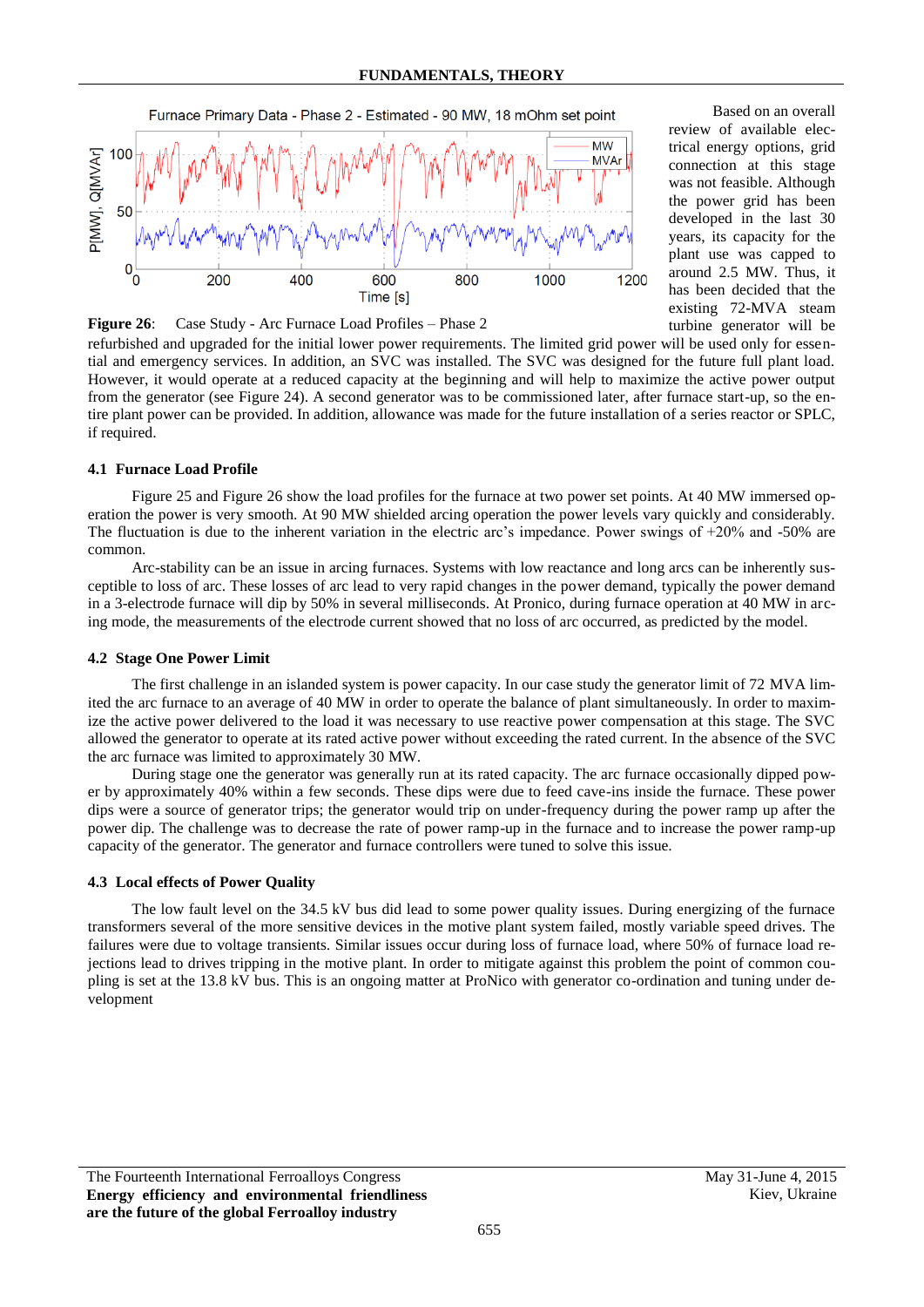Figure 26: Case Study - Arc Furnace Load Profiles – Phase 2

Based on an overall review of available electrical energy options, grid connection at this stage was not feasible. Although the power grid has been developed in the last 30 years, its capacity for the plant use was capped to around 2.5 MW. Thus, it has been decided that the existing 72-MVA steam turbine generator will be refurbished and upgraded for the initial lower power requirements. The limited grid power will be used only for essential and emergency services. In addition, an SVC was installed. The SVC was designed for the future full plant load. However, it would operate at a reduced capacity at the beginning and will help to maximize the active power output from the generator (see Figure 24). A second generator was to be commissioned later, after furnace start-up, so the entire plant power can be provided. In addition, allowance was made for the future installation of a series reactor or SPLC, if required.

#### 4.1 Furnace Load Profile

Figure 25 and Figure 26 show the load profiles for the furnace at two power set points. At 40 MW immersed operation the power is very smooth. At 90 MW shielded arcing operation the power levels vary quickly and considerably. The fluctuation is due to the inherent variation in the electric arc's impedance. Power swings of +20% and -50% are common.

Arc-stability can be an issue in arcing furnaces. Systems with low reactance and long arcs can be inherently susceptible to loss of arc. These losses of arc lead to very rapid changes in the power demand, typically the power demand in a 3-electrode furnace will dip by 50% in several milliseconds. At Pronico, during furnace operation at 40 MW in arcing mode, the measurements of the electrode current showed that no loss of arc occurred, as predicted by the model.

#### 4.2 Stage One Power Limit

The first challenge in an islanded system is power capacity. In our case study the generator limit of 72 MVA limited the arc furnace to an average of 40 MW in order to operate the balance of plant simultaneously. In order to maximize the active power delivered to the load it was necessary to use reactive power compensation at this stage. The SVC allowed the generator to operate at its rated active power without exceeding the rated current. In the absence of the SVC the arc furnace was limited to approximately 30 MW.

During stage one the generator was generally run at its rated capacity. The arc furnace occasionally dipped power by approximately 40% within a few seconds. These dips were due to feed cave-ins inside the furnace. These power dips were a source of generator trips; the generator would trip on under-frequency during the power ramp up after the power dip. The challenge was to decrease the rate of power ramp-up in the furnace and to increase the power ramp-up capacity of the generator. The generator and furnace controllers were tuned to solve this issue.

#### 4.3 Local effects of Power Quality

The low fault level on the 34.5 kV bus did lead to some power quality issues. During energizing of the furnace transformers several of the more sensitive devices in the motive plant system failed, mostly variable speed drives. The failures were due to voltage transients. Similar issues occur during loss of furnace load, where 50% of furnace load rejections lead to drives tripping in the motive plant. In order to mitigate against this problem the point of common coupling is set at the 13.8 kV bus. This is an ongoing matter at ProNico with generator co-ordination and tuning under development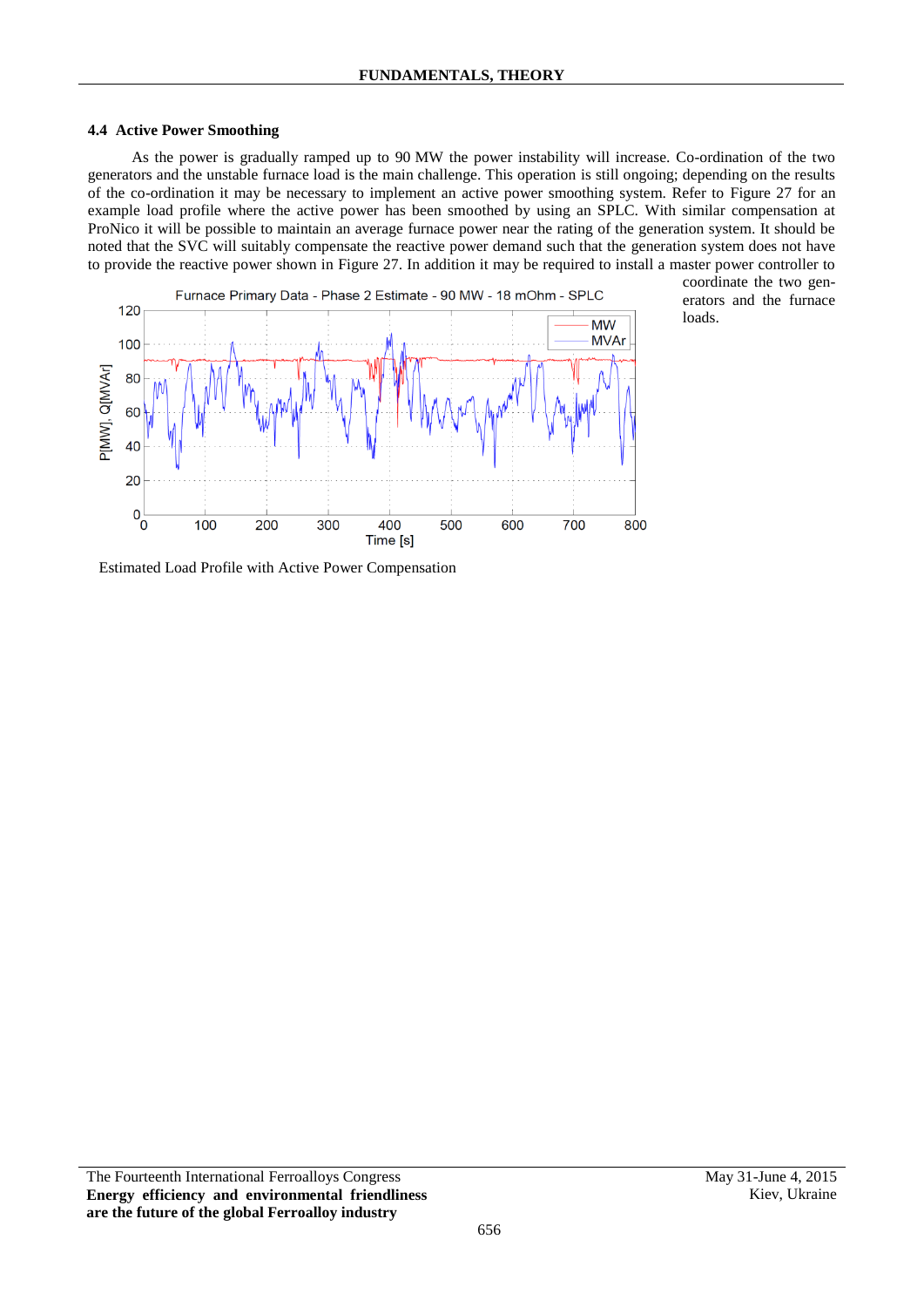### 4.4 Active Power Smoothing

As the power is gradually ramped up to 90 MW the power instability will increase. Co-ordination of the two generators and the unstable furnace load is the main challenge. This operation is still ongoing; depending on the results of the co-ordination it may be necessary to implement an active power smoothing system. Refer to Figure 27 for an example load profile where the active power has been smoothed by using an SPLC. With similar compensation at ProNico it will be possible to maintain an average furnace power near the rating of the generation system. It should be noted that the SVC will suitably compensate the reactive power demand such that the generation system does not have to provide the reactive power shown in Figure 27. In addition it may be required to install a master power controller to coordinate the two generators and the furnace loads.

Estimated Load Profile with Active Power Compensation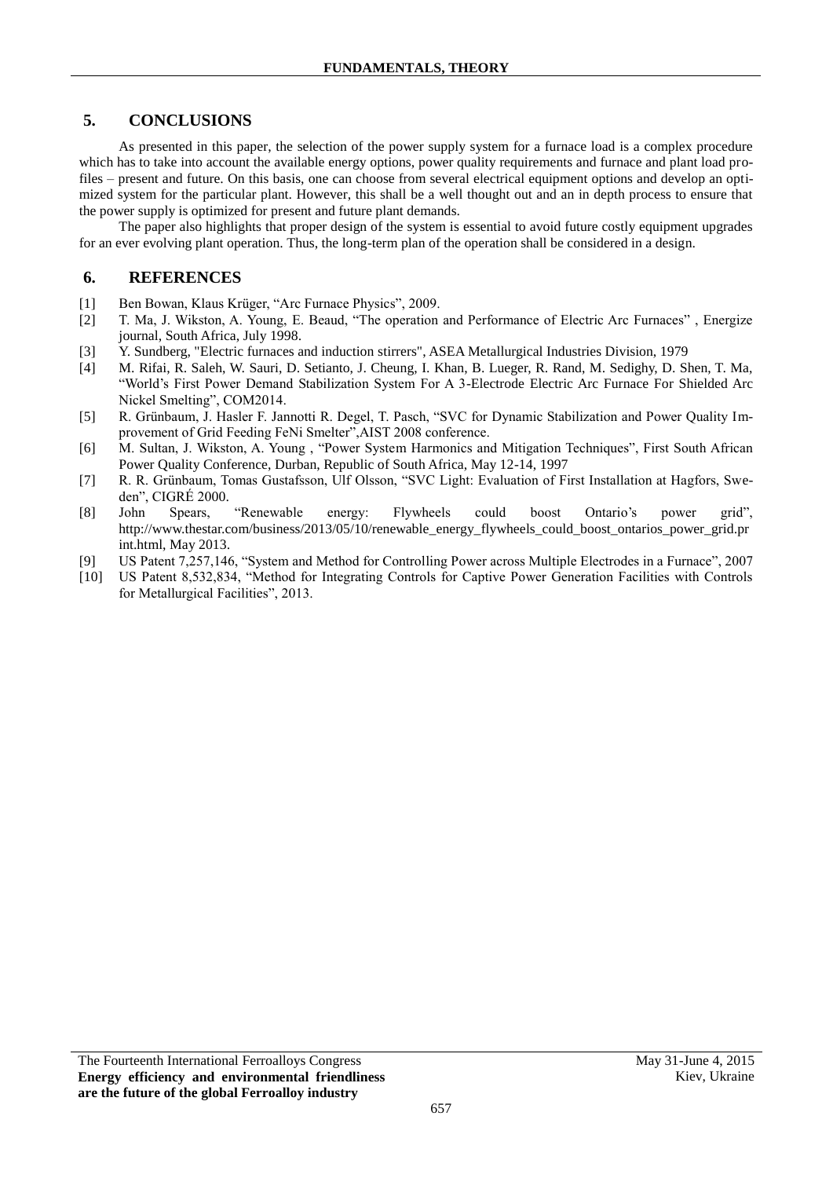## 5. CONCLUSIONS

As presented in this paper, the selection of the power supply system for a furnace load is a complex procedure which has to take into account the available energy options, power quality requirements and furnace and plant load profiles – present and future. On this basis, one can choose from several electrical equipment options and develop an optimized system for the particular plant. However, this shall be a well thought out and an in depth process to ensure that the power supply is optimized for present and future plant demands.

The paper also highlights that proper design of the system is essential to avoid future costly equipment upgrades for an ever evolving plant operation. Thus, the long-term plan of the operation shall be considered in a design.

## 6. REFERENCES

[1] Ben Bowan, Klaus Krüger, "Arc Furnace Physics", 2009.

[2] T. Ma, J. Wikston, A. Young, E. Beaud, "The operation and Performance of Electric Arc Furnaces" , Energize journal, South Africa, July 1998.

[3] Y. Sundberg, "Electric furnaces and induction stirrers", ASEA Metallurgical Industries Division, 1979

[4] M. Rifai, R. Saleh, W. Sauri, D. Setianto, J. Cheung, I. Khan, B. Lueger, R. Rand, M. Sedighy, D. Shen, T. Ma, "World's First Power Demand Stabilization System For A 3-Electrode Electric Arc Furnace For Shielded Arc Nickel Smelting", COM2014.

[5] R. Grünbaum, J. Hasler F. Jannotti R. Degel, T. Pasch, "SVC for Dynamic Stabilization and Power Quality Improvement of Grid Feeding FeNi Smelter",AIST 2008 conference.

[6] M. Sultan, J. Wikston, A. Young , "Power System Harmonics and Mitigation Techniques", First South African Power Quality Conference, Durban, Republic of South Africa, May 12-14, 1997

[7] R. R. Grünbaum, Tomas Gustafsson, Ulf Olsson, "SVC Light: Evaluation of First Installation at Hagfors, Sweden", CIGRÉ 2000.

[8] John Spears, "Renewable energy: Flywheels could boost Ontario's power grid", http://www.thestar.com/business/2013/05/10/renewable_energy_flywheels_could_boost_ontarios_power_grid.print.html, May 2013.

[9] US Patent 7,257,146, "System and Method for Controlling Power across Multiple Electrodes in a Furnace", 2007

[10] US Patent 8,532,834, "Method for Integrating Controls for Captive Power Generation Facilities with Controls for Metallurgical Facilities", 2013.